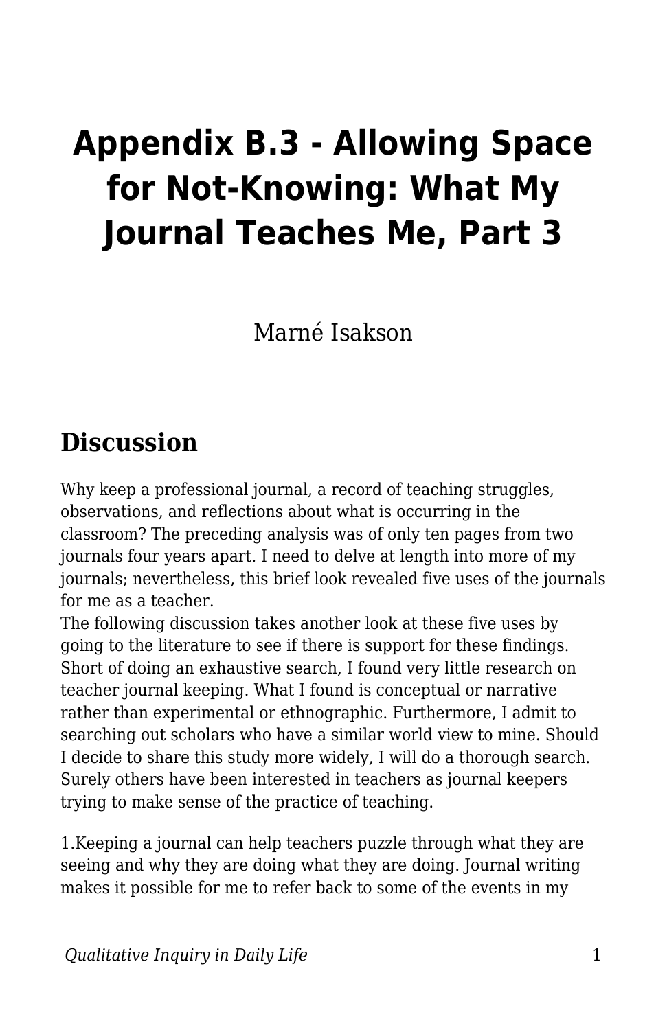# Appendix B.3 - Allowing Space for Not-Knowing: What My Journal Teaches Me, Part 3

Marné Isakson

## Discussion

Why keep a professional journal, a record of teaching struggles, observations, and reflections about what is occurring in the classroom? The preceding analysis was of only ten pages from two journals four years apart. I need to delve at length into more of my journals; nevertheless, this brief look revealed five uses of the journals for me as a teacher.

The following discussion takes another look at these five uses by going to the literature to see if there is support for these findings. Short of doing an exhaustive search, I found very little research on teacher journal keeping. What I found is conceptual or narrative rather than experimental or ethnographic. Furthermore, I admit to searching out scholars who have a similar world view to mine. Should I decide to share this study more widely, I will do a thorough search. Surely others have been interested in teachers as journal keepers trying to make sense of the practice of teaching.

1.Keeping a journal can help teachers puzzle through what they are seeing and why they are doing what they are doing. Journal writing makes it possible for me to refer back to some of the events in my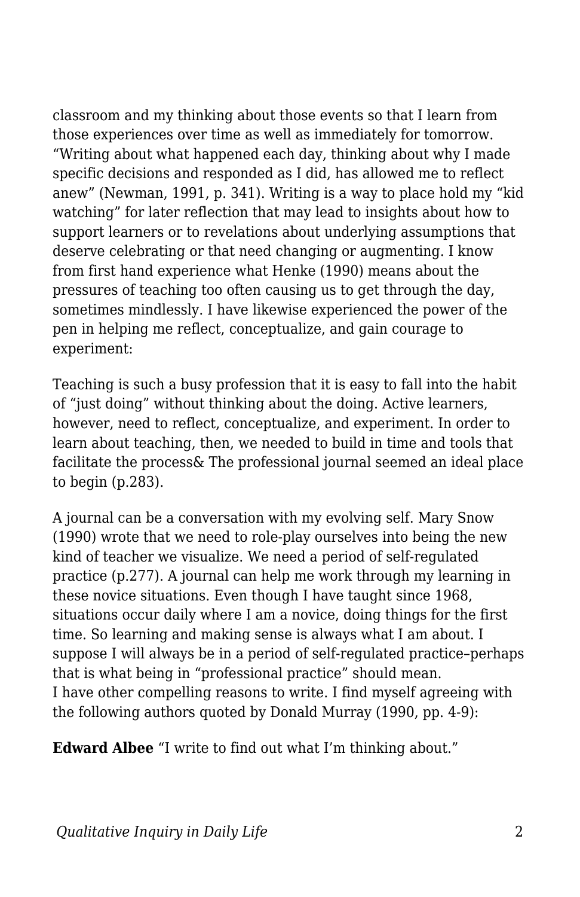classroom and my thinking about those events so that I learn from those experiences over time as well as immediately for tomorrow. “Writing about what happened each day, thinking about why I made specific decisions and responded as I did, has allowed me to reflect anew” (Newman, 1991, p. 341). Writing is a way to place hold my “kid watching” for later reflection that may lead to insights about how to support learners or to revelations about underlying assumptions that deserve celebrating or that need changing or augmenting. I know from first hand experience what Henke (1990) means about the pressures of teaching too often causing us to get through the day, sometimes mindlessly. I have likewise experienced the power of the pen in helping me reflect, conceptualize, and gain courage to experiment:

Teaching is such a busy profession that it is easy to fall into the habit of “just doing” without thinking about the doing. Active learners, however, need to reflect, conceptualize, and experiment. In order to learn about teaching, then, we needed to build in time and tools that facilitate the process& The professional journal seemed an ideal place to begin (p.283).

A journal can be a conversation with my evolving self. Mary Snow (1990) wrote that we need to role-play ourselves into being the new kind of teacher we visualize. We need a period of self-regulated practice (p.277). A journal can help me work through my learning in these novice situations. Even though I have taught since 1968, situations occur daily where I am a novice, doing things for the first time. So learning and making sense is always what I am about. I suppose I will always be in a period of self-regulated practice–perhaps that is what being in “professional practice” should mean.
I have other compelling reasons to write. I find myself agreeing with the following authors quoted by Donald Murray (1990, pp. 4-9):

**Edward Albee** “I write to find out what I’m thinking about.”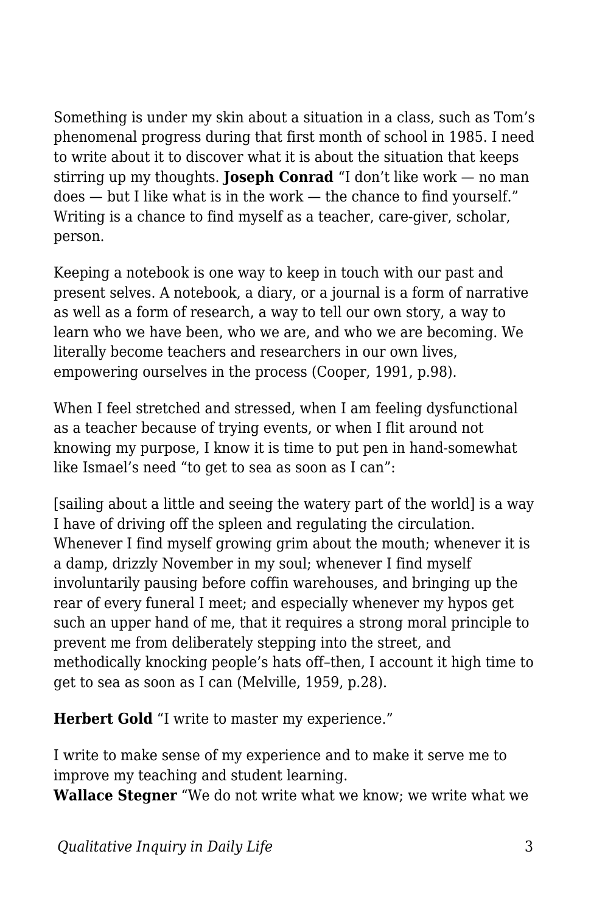Something is under my skin about a situation in a class, such as Tom's phenomenal progress during that first month of school in 1985. I need to write about it to discover what it is about the situation that keeps stirring up my thoughts. **Joseph Conrad** "I don't like work — no man does — but I like what is in the work — the chance to find yourself." Writing is a chance to find myself as a teacher, care-giver, scholar, person.

Keeping a notebook is one way to keep in touch with our past and present selves. A notebook, a diary, or a journal is a form of narrative as well as a form of research, a way to tell our own story, a way to learn who we have been, who we are, and who we are becoming. We literally become teachers and researchers in our own lives, empowering ourselves in the process (Cooper, 1991, p.98).

When I feel stretched and stressed, when I am feeling dysfunctional as a teacher because of trying events, or when I flit around not knowing my purpose, I know it is time to put pen in hand-somewhat like Ismael's need "to get to sea as soon as I can":

[sailing about a little and seeing the watery part of the world] is a way I have of driving off the spleen and regulating the circulation. Whenever I find myself growing grim about the mouth; whenever it is a damp, drizzly November in my soul; whenever I find myself involuntarily pausing before coffin warehouses, and bringing up the rear of every funeral I meet; and especially whenever my hypos get such an upper hand of me, that it requires a strong moral principle to prevent me from deliberately stepping into the street, and methodically knocking people's hats off–then, I account it high time to get to sea as soon as I can (Melville, 1959, p.28).

**Herbert Gold** "I write to master my experience."

I write to make sense of my experience and to make it serve me to improve my teaching and student learning.
**Wallace Stegner** "We do not write what we know; we write what we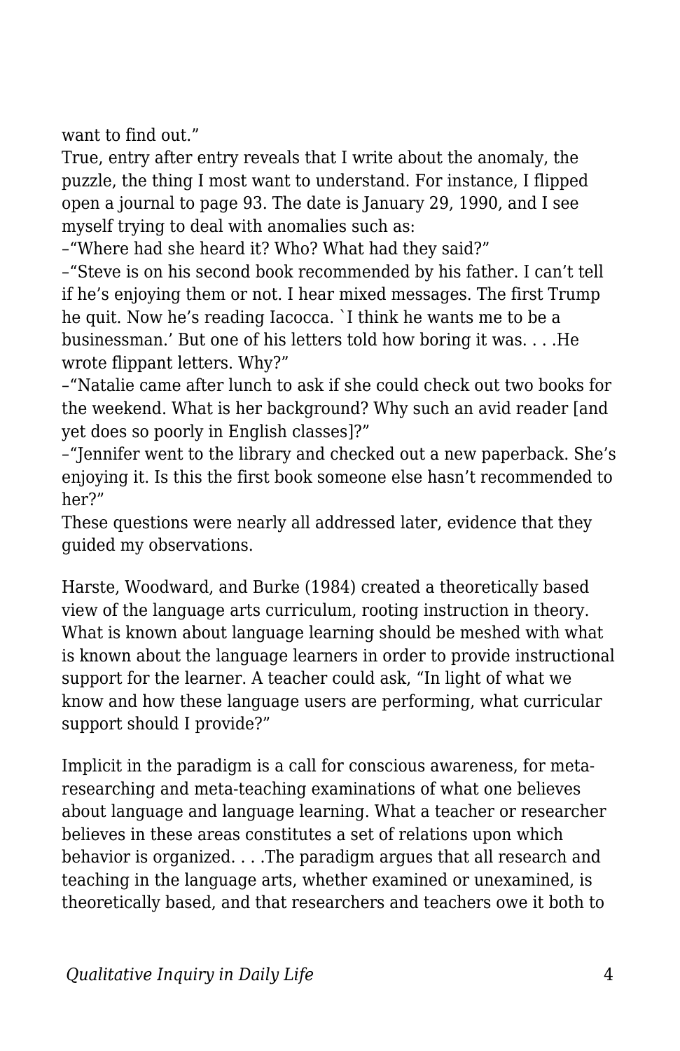want to find out."

True, entry after entry reveals that I write about the anomaly, the puzzle, the thing I most want to understand. For instance, I flipped open a journal to page 93. The date is January 29, 1990, and I see myself trying to deal with anomalies such as:

–"Where had she heard it? Who? What had they said?"

–"Steve is on his second book recommended by his father. I can't tell if he's enjoying them or not. I hear mixed messages. The first Trump he quit. Now he's reading Iacocca. `I think he wants me to be a businessman.' But one of his letters told how boring it was. . . .He wrote flippant letters. Why?"

–"Natalie came after lunch to ask if she could check out two books for the weekend. What is her background? Why such an avid reader [and yet does so poorly in English classes]?"

–"Jennifer went to the library and checked out a new paperback. She's enjoying it. Is this the first book someone else hasn't recommended to her?"

These questions were nearly all addressed later, evidence that they guided my observations.

Harste, Woodward, and Burke (1984) created a theoretically based view of the language arts curriculum, rooting instruction in theory. What is known about language learning should be meshed with what is known about the language learners in order to provide instructional support for the learner. A teacher could ask, "In light of what we know and how these language users are performing, what curricular support should I provide?"

Implicit in the paradigm is a call for conscious awareness, for meta-researching and meta-teaching examinations of what one believes about language and language learning. What a teacher or researcher believes in these areas constitutes a set of relations upon which behavior is organized. . . .The paradigm argues that all research and teaching in the language arts, whether examined or unexamined, is theoretically based, and that researchers and teachers owe it both to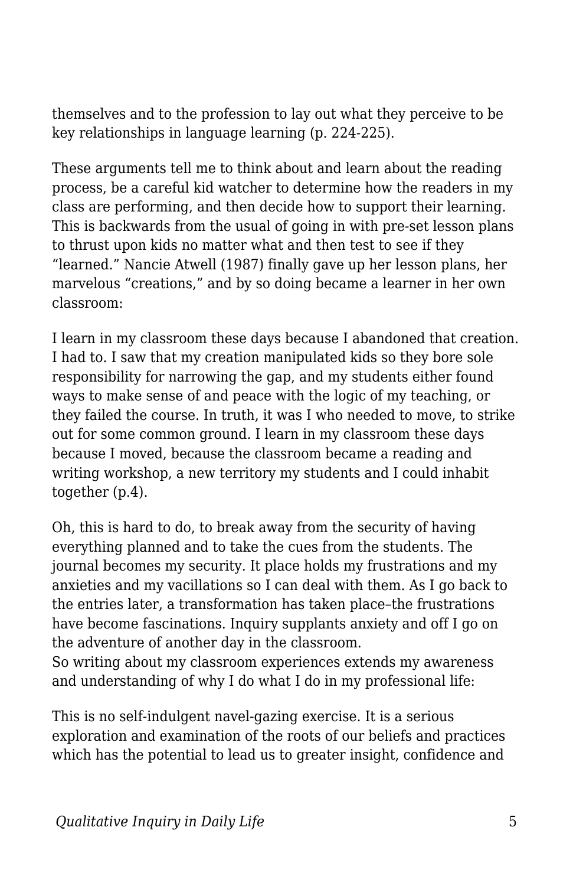themselves and to the profession to lay out what they perceive to be key relationships in language learning (p. 224-225).

These arguments tell me to think about and learn about the reading process, be a careful kid watcher to determine how the readers in my class are performing, and then decide how to support their learning. This is backwards from the usual of going in with pre-set lesson plans to thrust upon kids no matter what and then test to see if they "learned." Nancie Atwell (1987) finally gave up her lesson plans, her marvelous "creations," and by so doing became a learner in her own classroom:

I learn in my classroom these days because I abandoned that creation. I had to. I saw that my creation manipulated kids so they bore sole responsibility for narrowing the gap, and my students either found ways to make sense of and peace with the logic of my teaching, or they failed the course. In truth, it was I who needed to move, to strike out for some common ground. I learn in my classroom these days because I moved, because the classroom became a reading and writing workshop, a new territory my students and I could inhabit together (p.4).

Oh, this is hard to do, to break away from the security of having everything planned and to take the cues from the students. The journal becomes my security. It place holds my frustrations and my anxieties and my vacillations so I can deal with them. As I go back to the entries later, a transformation has taken place–the frustrations have become fascinations. Inquiry supplants anxiety and off I go on the adventure of another day in the classroom.
So writing about my classroom experiences extends my awareness and understanding of why I do what I do in my professional life:

This is no self-indulgent navel-gazing exercise. It is a serious exploration and examination of the roots of our beliefs and practices which has the potential to lead us to greater insight, confidence and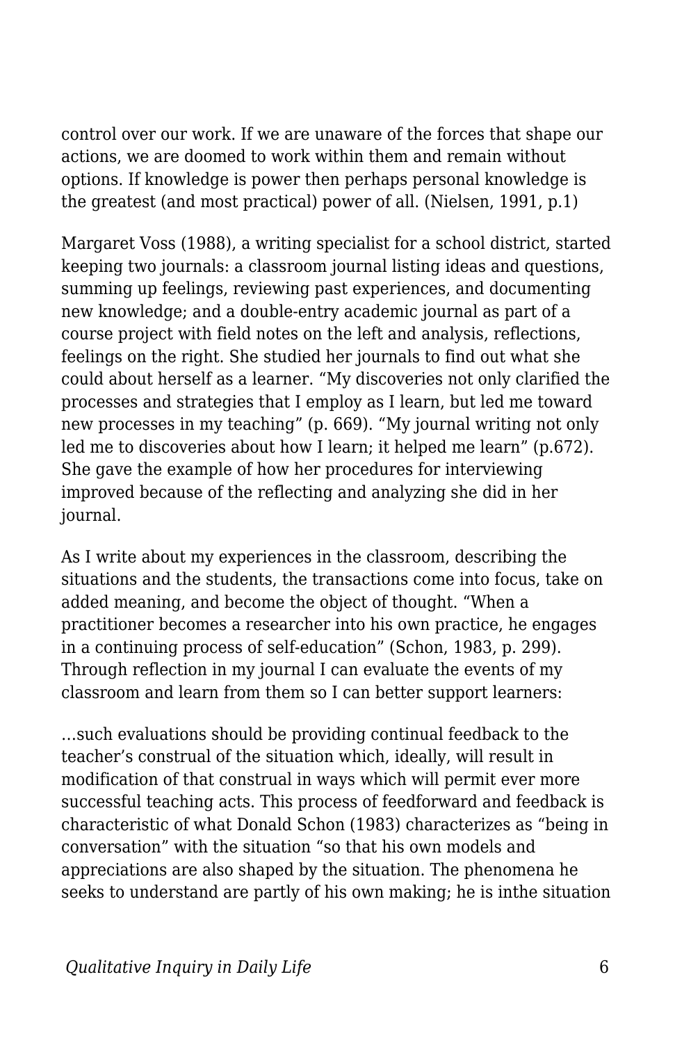control over our work. If we are unaware of the forces that shape our actions, we are doomed to work within them and remain without options. If knowledge is power then perhaps personal knowledge is the greatest (and most practical) power of all. (Nielsen, 1991, p.1)

Margaret Voss (1988), a writing specialist for a school district, started keeping two journals: a classroom journal listing ideas and questions, summing up feelings, reviewing past experiences, and documenting new knowledge; and a double-entry academic journal as part of a course project with field notes on the left and analysis, reflections, feelings on the right. She studied her journals to find out what she could about herself as a learner. "My discoveries not only clarified the processes and strategies that I employ as I learn, but led me toward new processes in my teaching" (p. 669). "My journal writing not only led me to discoveries about how I learn; it helped me learn" (p.672). She gave the example of how her procedures for interviewing improved because of the reflecting and analyzing she did in her journal.

As I write about my experiences in the classroom, describing the situations and the students, the transactions come into focus, take on added meaning, and become the object of thought. "When a practitioner becomes a researcher into his own practice, he engages in a continuing process of self-education" (Schon, 1983, p. 299). Through reflection in my journal I can evaluate the events of my classroom and learn from them so I can better support learners:

…such evaluations should be providing continual feedback to the teacher's construal of the situation which, ideally, will result in modification of that construal in ways which will permit ever more successful teaching acts. This process of feedforward and feedback is characteristic of what Donald Schon (1983) characterizes as "being in conversation" with the situation "so that his own models and appreciations are also shaped by the situation. The phenomena he seeks to understand are partly of his own making; he is inthe situation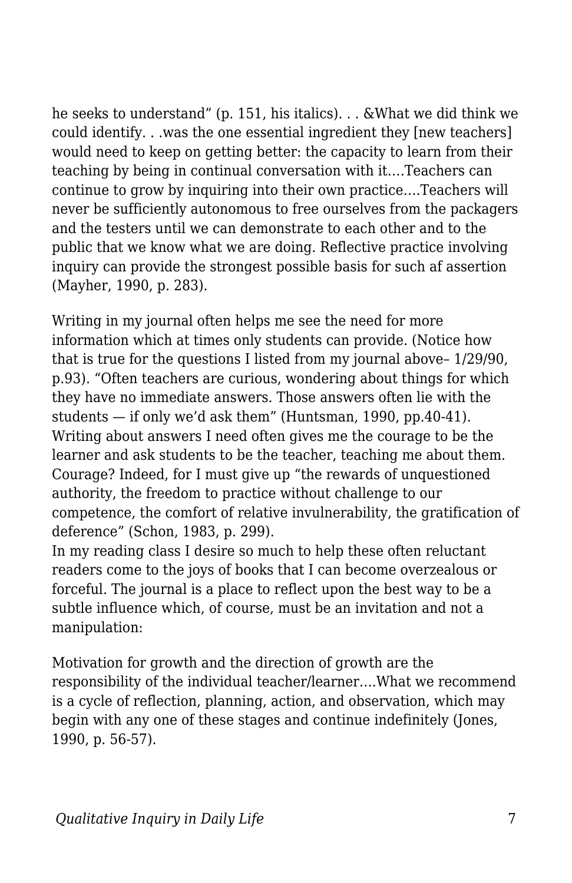he seeks to understand" (p. 151, his italics). . . &What we did think we could identify. . .was the one essential ingredient they [new teachers] would need to keep on getting better: the capacity to learn from their teaching by being in continual conversation with it.…Teachers can continue to grow by inquiring into their own practice.…Teachers will never be sufficiently autonomous to free ourselves from the packagers and the testers until we can demonstrate to each other and to the public that we know what we are doing. Reflective practice involving inquiry can provide the strongest possible basis for such af assertion (Mayher, 1990, p. 283).

Writing in my journal often helps me see the need for more information which at times only students can provide. (Notice how that is true for the questions I listed from my journal above– 1/29/90, p.93). "Often teachers are curious, wondering about things for which they have no immediate answers. Those answers often lie with the students — if only we'd ask them" (Huntsman, 1990, pp.40-41). Writing about answers I need often gives me the courage to be the learner and ask students to be the teacher, teaching me about them. Courage? Indeed, for I must give up "the rewards of unquestioned authority, the freedom to practice without challenge to our competence, the comfort of relative invulnerability, the gratification of deference" (Schon, 1983, p. 299).

In my reading class I desire so much to help these often reluctant readers come to the joys of books that I can become overzealous or forceful. The journal is a place to reflect upon the best way to be a subtle influence which, of course, must be an invitation and not a manipulation:

Motivation for growth and the direction of growth are the responsibility of the individual teacher/learner.…What we recommend is a cycle of reflection, planning, action, and observation, which may begin with any one of these stages and continue indefinitely (Jones, 1990, p. 56-57).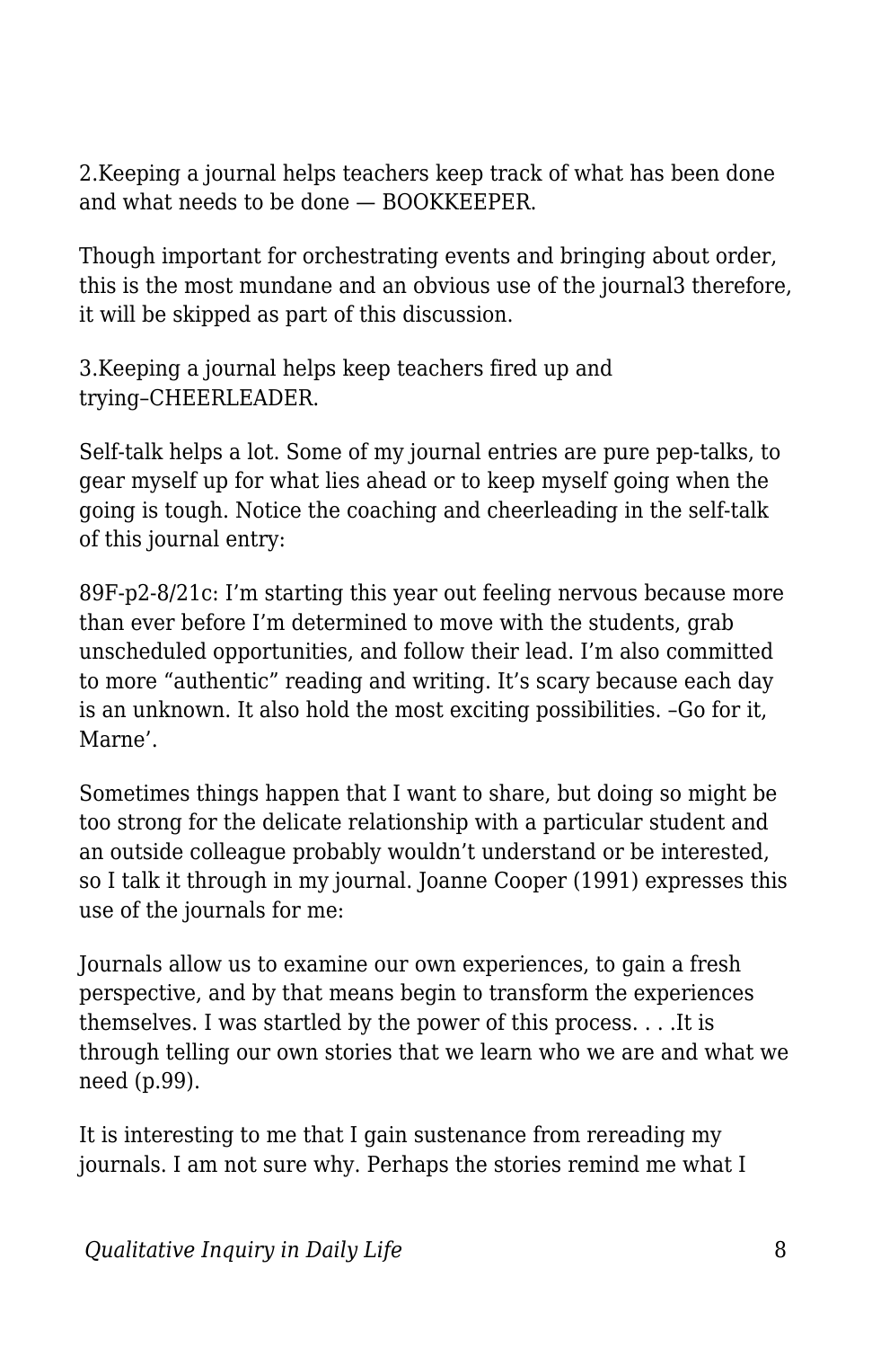2.Keeping a journal helps teachers keep track of what has been done and what needs to be done — BOOKKEEPER.

Though important for orchestrating events and bringing about order, this is the most mundane and an obvious use of the journal3 therefore, it will be skipped as part of this discussion.

3.Keeping a journal helps keep teachers fired up and trying–CHEERLEADER.

Self-talk helps a lot. Some of my journal entries are pure pep-talks, to gear myself up for what lies ahead or to keep myself going when the going is tough. Notice the coaching and cheerleading in the self-talk of this journal entry:

89F-p2-8/21c: I'm starting this year out feeling nervous because more than ever before I'm determined to move with the students, grab unscheduled opportunities, and follow their lead. I'm also committed to more "authentic" reading and writing. It's scary because each day is an unknown. It also hold the most exciting possibilities. –Go for it, Marne'.

Sometimes things happen that I want to share, but doing so might be too strong for the delicate relationship with a particular student and an outside colleague probably wouldn't understand or be interested, so I talk it through in my journal. Joanne Cooper (1991) expresses this use of the journals for me:

Journals allow us to examine our own experiences, to gain a fresh perspective, and by that means begin to transform the experiences themselves. I was startled by the power of this process. . . .It is through telling our own stories that we learn who we are and what we need (p.99).

It is interesting to me that I gain sustenance from rereading my journals. I am not sure why. Perhaps the stories remind me what I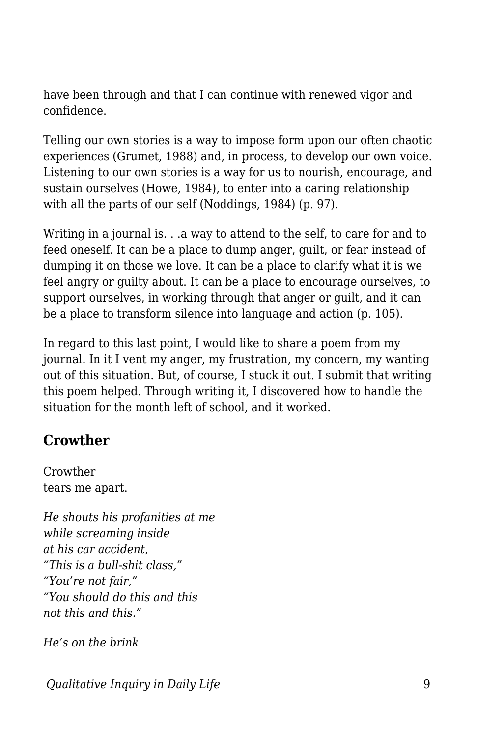have been through and that I can continue with renewed vigor and confidence.

Telling our own stories is a way to impose form upon our often chaotic experiences (Grumet, 1988) and, in process, to develop our own voice. Listening to our own stories is a way for us to nourish, encourage, and sustain ourselves (Howe, 1984), to enter into a caring relationship with all the parts of our self (Noddings, 1984) (p. 97).

Writing in a journal is. . .a way to attend to the self, to care for and to feed oneself. It can be a place to dump anger, guilt, or fear instead of dumping it on those we love. It can be a place to clarify what it is we feel angry or guilty about. It can be a place to encourage ourselves, to support ourselves, in working through that anger or guilt, and it can be a place to transform silence into language and action (p. 105).

In regard to this last point, I would like to share a poem from my journal. In it I vent my anger, my frustration, my concern, my wanting out of this situation. But, of course, I stuck it out. I submit that writing this poem helped. Through writing it, I discovered how to handle the situation for the month left of school, and it worked.

## Crowther

Crowther
tears me apart.

*He shouts his profanities at me*
*while screaming inside*
*at his car accident,*
*"This is a bull-shit class,"*
*"You're not fair,"*
*"You should do this and this*
*not this and this."*

*He's on the brink*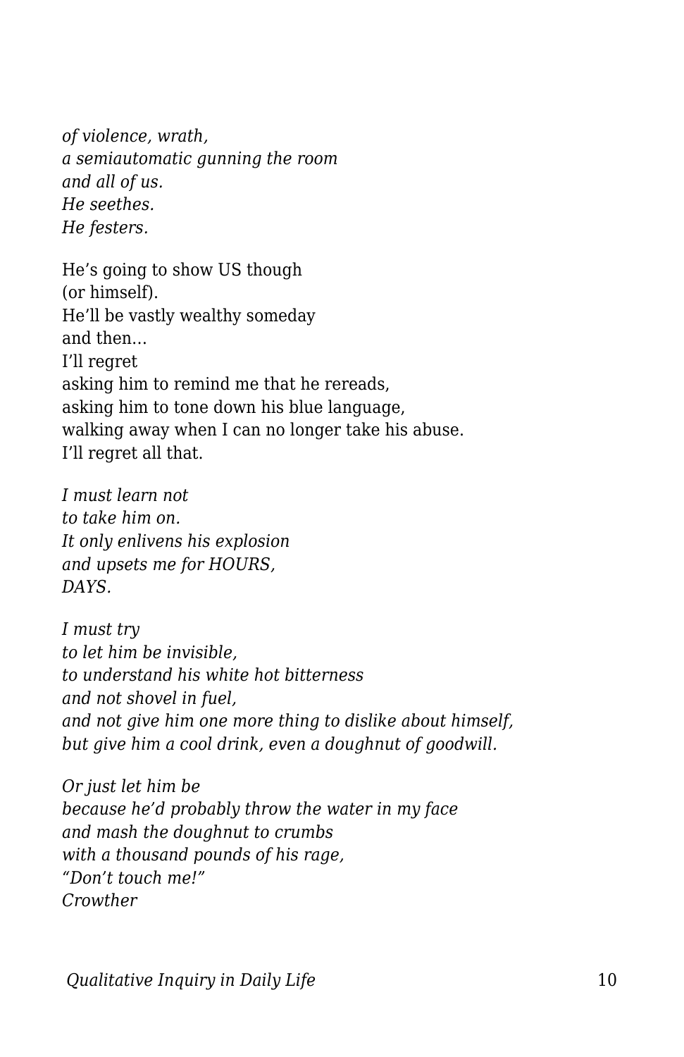*of violence, wrath,*
*a semiautomatic gunning the room*
*and all of us.*
*He seethes.*
*He festers.*

He’s going to show US though
(or himself).
He’ll be vastly wealthy someday
and then…
I’ll regret
asking him to remind me that he rereads,
asking him to tone down his blue language,
walking away when I can no longer take his abuse.
I’ll regret all that.

*I must learn not*
*to take him on.*
*It only enlivens his explosion*
*and upsets me for HOURS,*
*DAYS.*

*I must try*
*to let him be invisible,*
*to understand his white hot bitterness*
*and not shovel in fuel,*
*and not give him one more thing to dislike about himself,*
*but give him a cool drink, even a doughnut of goodwill.*

*Or just let him be*
*because he’d probably throw the water in my face*
*and mash the doughnut to crumbs*
*with a thousand pounds of his rage,*
*“Don’t touch me!”*
*Crowther*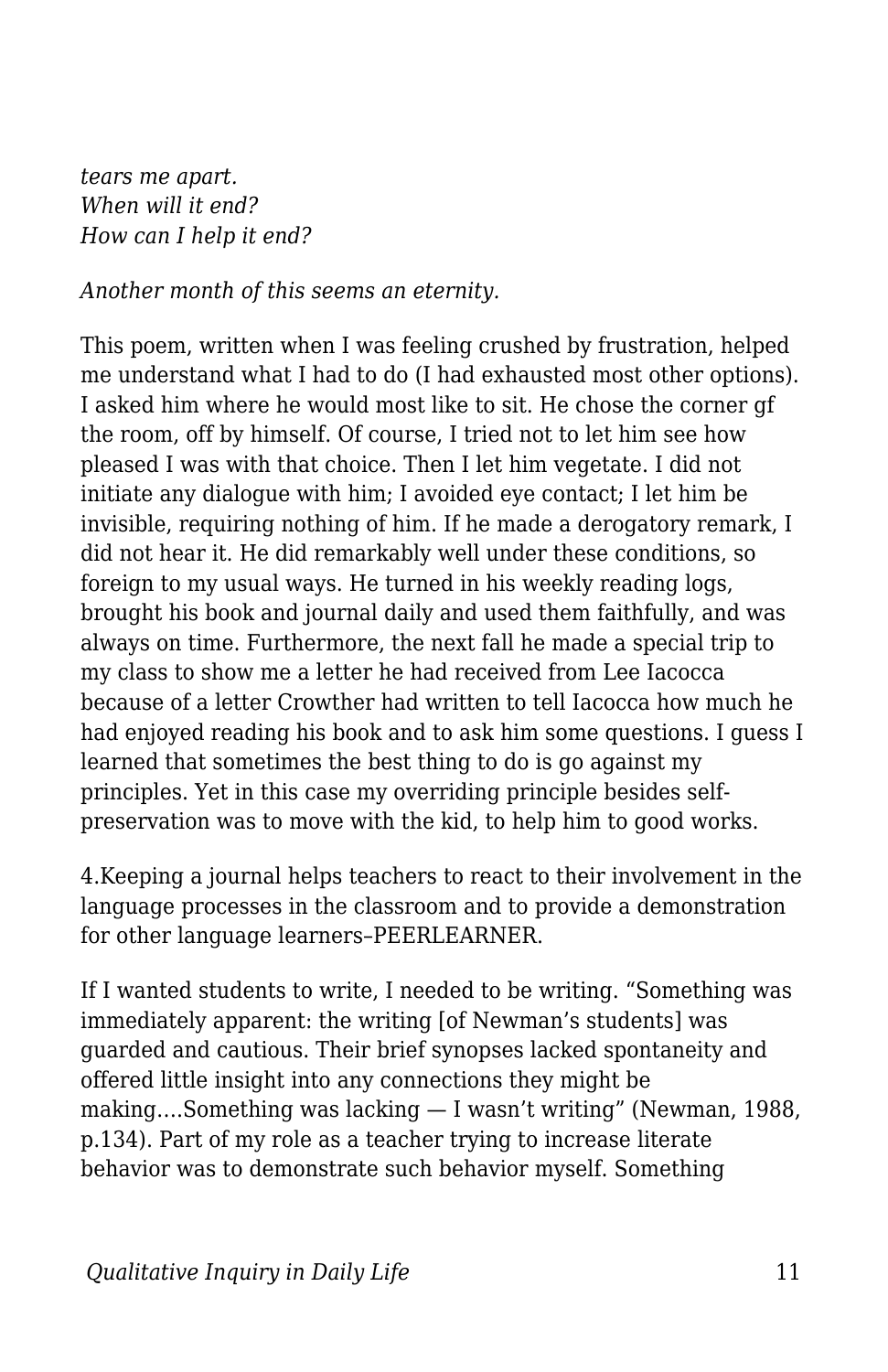*tears me apart.*  
*When will it end?*  
*How can I help it end?*

*Another month of this seems an eternity.*

This poem, written when I was feeling crushed by frustration, helped me understand what I had to do (I had exhausted most other options). I asked him where he would most like to sit. He chose the corner gf the room, off by himself. Of course, I tried not to let him see how pleased I was with that choice. Then I let him vegetate. I did not initiate any dialogue with him; I avoided eye contact; I let him be invisible, requiring nothing of him. If he made a derogatory remark, I did not hear it. He did remarkably well under these conditions, so foreign to my usual ways. He turned in his weekly reading logs, brought his book and journal daily and used them faithfully, and was always on time. Furthermore, the next fall he made a special trip to my class to show me a letter he had received from Lee Iacocca because of a letter Crowther had written to tell Iacocca how much he had enjoyed reading his book and to ask him some questions. I guess I learned that sometimes the best thing to do is go against my principles. Yet in this case my overriding principle besides self-preservation was to move with the kid, to help him to good works.

4.Keeping a journal helps teachers to react to their involvement in the language processes in the classroom and to provide a demonstration for other language learners–PEERLEARNER.

If I wanted students to write, I needed to be writing. “Something was immediately apparent: the writing [of Newman’s students] was guarded and cautious. Their brief synopses lacked spontaneity and offered little insight into any connections they might be making….Something was lacking — I wasn’t writing” (Newman, 1988, p.134). Part of my role as a teacher trying to increase literate behavior was to demonstrate such behavior myself. Something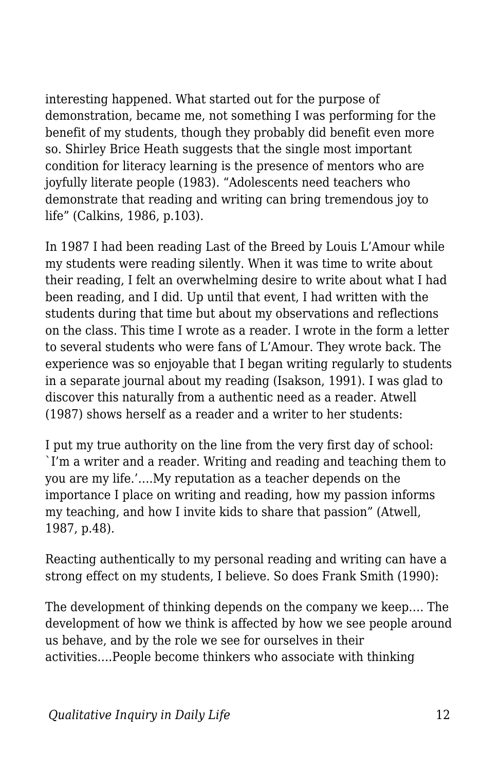interesting happened. What started out for the purpose of demonstration, became me, not something I was performing for the benefit of my students, though they probably did benefit even more so. Shirley Brice Heath suggests that the single most important condition for literacy learning is the presence of mentors who are joyfully literate people (1983). "Adolescents need teachers who demonstrate that reading and writing can bring tremendous joy to life" (Calkins, 1986, p.103).

In 1987 I had been reading Last of the Breed by Louis L'Amour while my students were reading silently. When it was time to write about their reading, I felt an overwhelming desire to write about what I had been reading, and I did. Up until that event, I had written with the students during that time but about my observations and reflections on the class. This time I wrote as a reader. I wrote in the form a letter to several students who were fans of L'Amour. They wrote back. The experience was so enjoyable that I began writing regularly to students in a separate journal about my reading (Isakson, 1991). I was glad to discover this naturally from a authentic need as a reader. Atwell (1987) shows herself as a reader and a writer to her students:

I put my true authority on the line from the very first day of school: `I'm a writer and a reader. Writing and reading and teaching them to you are my life.'….My reputation as a teacher depends on the importance I place on writing and reading, how my passion informs my teaching, and how I invite kids to share that passion" (Atwell, 1987, p.48).

Reacting authentically to my personal reading and writing can have a strong effect on my students, I believe. So does Frank Smith (1990):

The development of thinking depends on the company we keep…. The development of how we think is affected by how we see people around us behave, and by the role we see for ourselves in their activities….People become thinkers who associate with thinking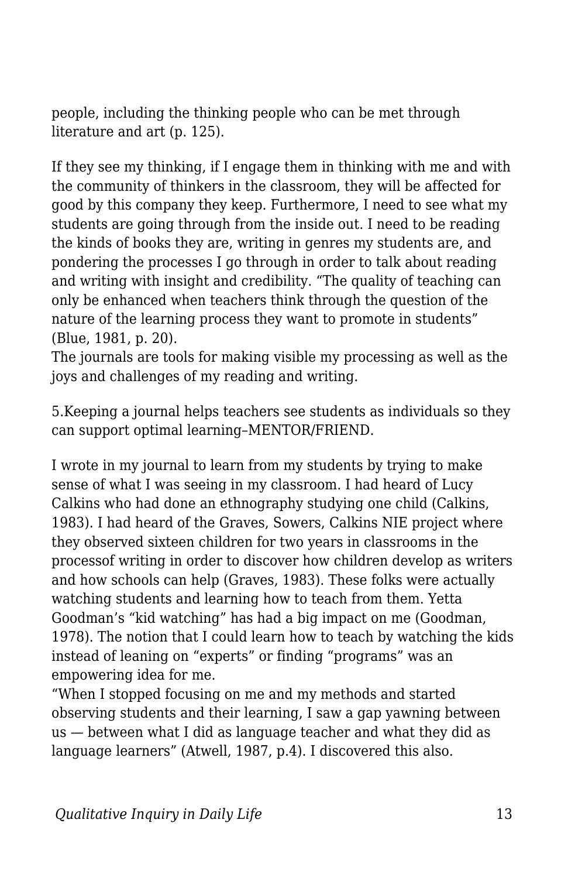people, including the thinking people who can be met through literature and art (p. 125).

If they see my thinking, if I engage them in thinking with me and with the community of thinkers in the classroom, they will be affected for good by this company they keep. Furthermore, I need to see what my students are going through from the inside out. I need to be reading the kinds of books they are, writing in genres my students are, and pondering the processes I go through in order to talk about reading and writing with insight and credibility. “The quality of teaching can only be enhanced when teachers think through the question of the nature of the learning process they want to promote in students” (Blue, 1981, p. 20).
The journals are tools for making visible my processing as well as the joys and challenges of my reading and writing.

5.Keeping a journal helps teachers see students as individuals so they can support optimal learning–MENTOR/FRIEND.

I wrote in my journal to learn from my students by trying to make sense of what I was seeing in my classroom. I had heard of Lucy Calkins who had done an ethnography studying one child (Calkins, 1983). I had heard of the Graves, Sowers, Calkins NIE project where they observed sixteen children for two years in classrooms in the processof writing in order to discover how children develop as writers and how schools can help (Graves, 1983). These folks were actually watching students and learning how to teach from them. Yetta Goodman’s “kid watching” has had a big impact on me (Goodman, 1978). The notion that I could learn how to teach by watching the kids instead of leaning on “experts” or finding “programs” was an empowering idea for me.
“When I stopped focusing on me and my methods and started observing students and their learning, I saw a gap yawning between us — between what I did as language teacher and what they did as language learners” (Atwell, 1987, p.4). I discovered this also.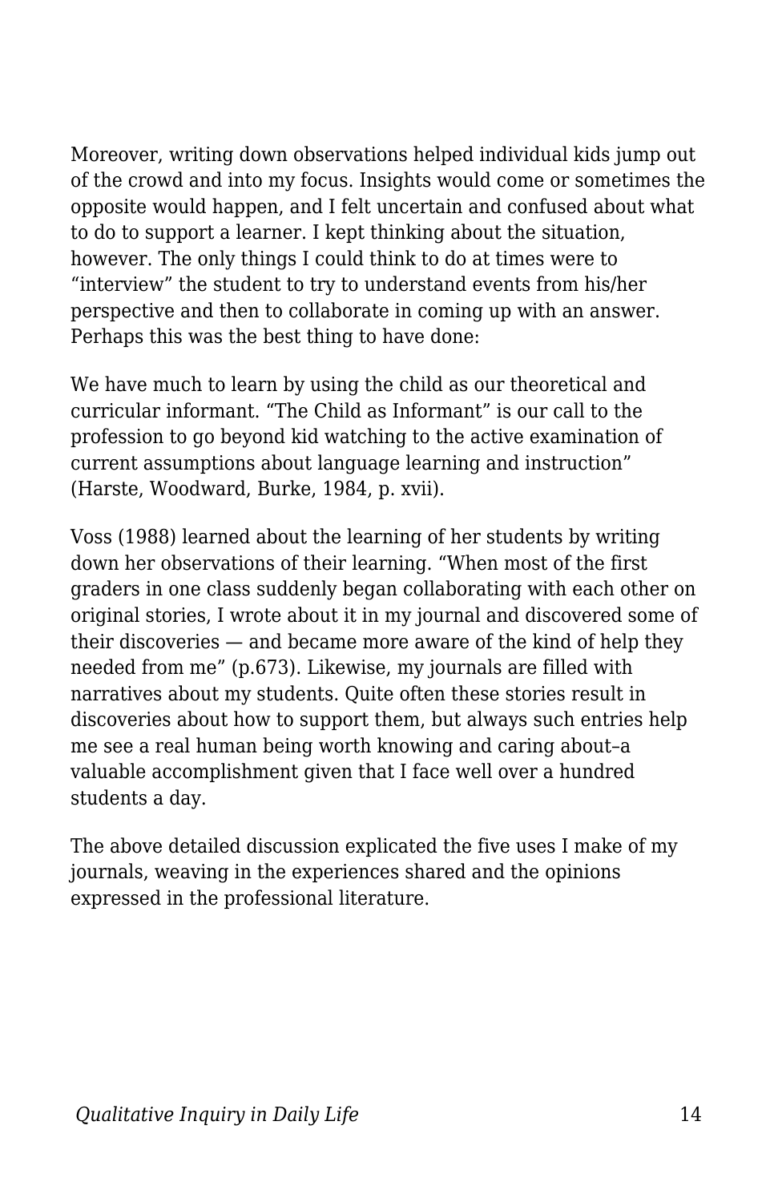Moreover, writing down observations helped individual kids jump out of the crowd and into my focus. Insights would come or sometimes the opposite would happen, and I felt uncertain and confused about what to do to support a learner. I kept thinking about the situation, however. The only things I could think to do at times were to "interview" the student to try to understand events from his/her perspective and then to collaborate in coming up with an answer. Perhaps this was the best thing to have done:

We have much to learn by using the child as our theoretical and curricular informant. "The Child as Informant" is our call to the profession to go beyond kid watching to the active examination of current assumptions about language learning and instruction" (Harste, Woodward, Burke, 1984, p. xvii).

Voss (1988) learned about the learning of her students by writing down her observations of their learning. "When most of the first graders in one class suddenly began collaborating with each other on original stories, I wrote about it in my journal and discovered some of their discoveries — and became more aware of the kind of help they needed from me" (p.673). Likewise, my journals are filled with narratives about my students. Quite often these stories result in discoveries about how to support them, but always such entries help me see a real human being worth knowing and caring about–a valuable accomplishment given that I face well over a hundred students a day.

The above detailed discussion explicated the five uses I make of my journals, weaving in the experiences shared and the opinions expressed in the professional literature.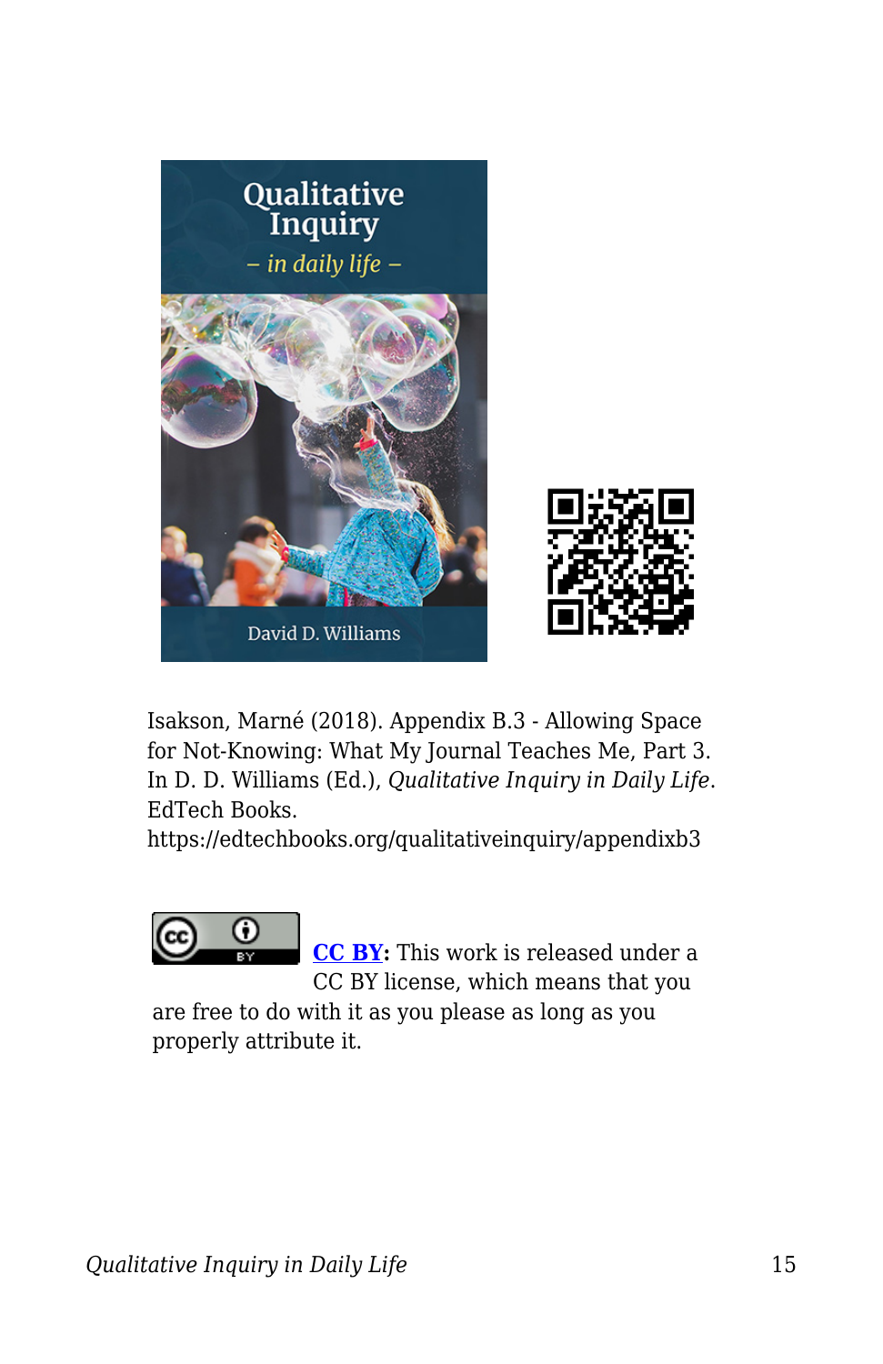Isakson, Marné (2018). Appendix B.3 - Allowing Space for Not-Knowing: What My Journal Teaches Me, Part 3. In D. D. Williams (Ed.), *Qualitative Inquiry in Daily Life*. EdTech Books. https://edtechbooks.org/qualitativeinquiry/appendixb3

**CC BY:** This work is released under a CC BY license, which means that you are free to do with it as you please as long as you properly attribute it.